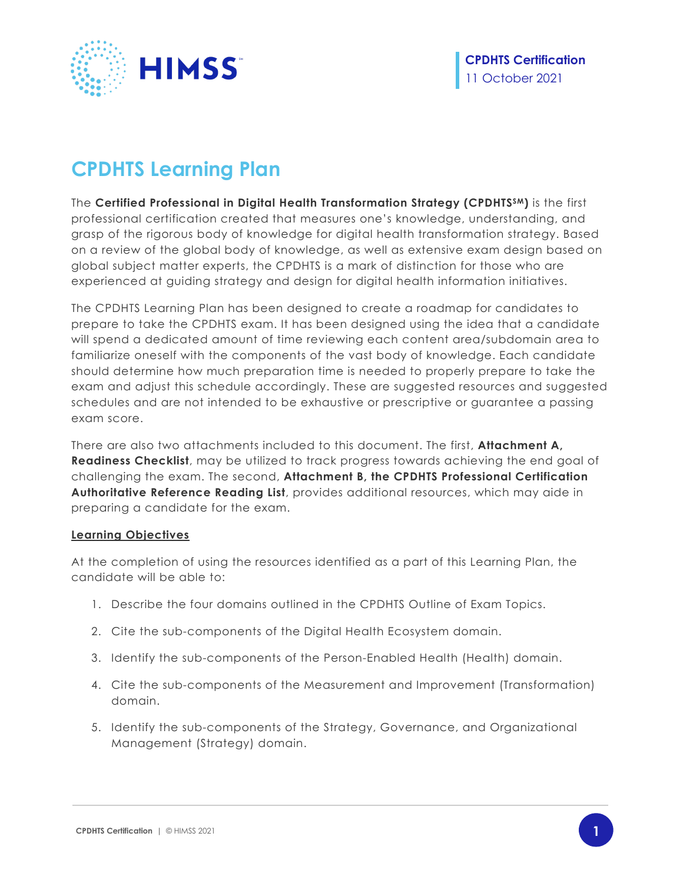**CPDHTS Certification**
11 October 2021

# CPDHTS Learning Plan

The **Certified Professional in Digital Health Transformation Strategy (CPDHTS℠)** is the first professional certification created that measures one's knowledge, understanding, and grasp of the rigorous body of knowledge for digital health transformation strategy. Based on a review of the global body of knowledge, as well as extensive exam design based on global subject matter experts, the CPDHTS is a mark of distinction for those who are experienced at guiding strategy and design for digital health information initiatives.

The CPDHTS Learning Plan has been designed to create a roadmap for candidates to prepare to take the CPDHTS exam. It has been designed using the idea that a candidate will spend a dedicated amount of time reviewing each content area/subdomain area to familiarize oneself with the components of the vast body of knowledge. Each candidate should determine how much preparation time is needed to properly prepare to take the exam and adjust this schedule accordingly. These are suggested resources and suggested schedules and are not intended to be exhaustive or prescriptive or guarantee a passing exam score.

There are also two attachments included to this document. The first, **Attachment A, Readiness Checklist**, may be utilized to track progress towards achieving the end goal of challenging the exam. The second, **Attachment B, the CPDHTS Professional Certification Authoritative Reference Reading List**, provides additional resources, which may aide in preparing a candidate for the exam.

**Learning Objectives**

At the completion of using the resources identified as a part of this Learning Plan, the candidate will be able to:

1. Describe the four domains outlined in the CPDHTS Outline of Exam Topics.
2. Cite the sub-components of the Digital Health Ecosystem domain.
3. Identify the sub-components of the Person-Enabled Health (Health) domain.
4. Cite the sub-components of the Measurement and Improvement (Transformation) domain.
5. Identify the sub-components of the Strategy, Governance, and Organizational Management (Strategy) domain.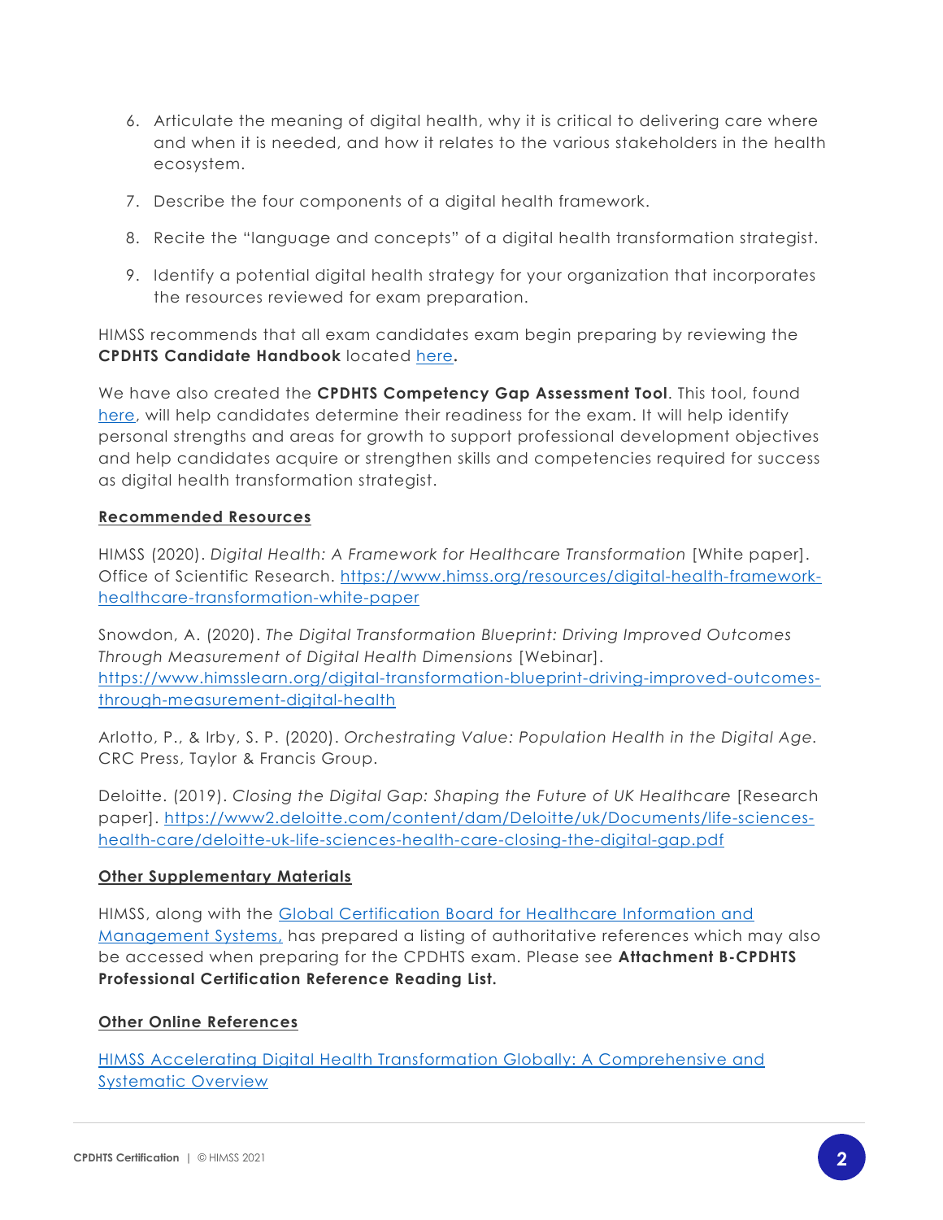6. Articulate the meaning of digital health, why it is critical to delivering care where and when it is needed, and how it relates to the various stakeholders in the health ecosystem.

7. Describe the four components of a digital health framework.

8. Recite the "language and concepts" of a digital health transformation strategist.

9. Identify a potential digital health strategy for your organization that incorporates the resources reviewed for exam preparation.

HIMSS recommends that all exam candidates exam begin preparing by reviewing the **CPDHTS Candidate Handbook** located [here](#)**.**

We have also created the **CPDHTS Competency Gap Assessment Tool**. This tool, found [here](#), will help candidates determine their readiness for the exam. It will help identify personal strengths and areas for growth to support professional development objectives and help candidates acquire or strengthen skills and competencies required for success as digital health transformation strategist.

**Recommended Resources**

HIMSS (2020). *Digital Health: A Framework for Healthcare Transformation* [White paper]. Office of Scientific Research. https://www.himss.org/resources/digital-health-framework-healthcare-transformation-white-paper

Snowdon, A. (2020). *The Digital Transformation Blueprint: Driving Improved Outcomes Through Measurement of Digital Health Dimensions* [Webinar]. https://www.himsslearn.org/digital-transformation-blueprint-driving-improved-outcomes-through-measurement-digital-health

Arlotto, P., & Irby, S. P. (2020). *Orchestrating Value: Population Health in the Digital Age.* CRC Press, Taylor & Francis Group.

Deloitte. (2019). *Closing the Digital Gap: Shaping the Future of UK Healthcare* [Research paper]. https://www2.deloitte.com/content/dam/Deloitte/uk/Documents/life-sciences-health-care/deloitte-uk-life-sciences-health-care-closing-the-digital-gap.pdf

**Other Supplementary Materials**

HIMSS, along with the [Global Certification Board for Healthcare Information and Management Systems,](#) has prepared a listing of authoritative references which may also be accessed when preparing for the CPDHTS exam. Please see **Attachment B-CPDHTS Professional Certification Reference Reading List.**

**Other Online References**

[HIMSS Accelerating Digital Health Transformation Globally: A Comprehensive and Systematic Overview](#)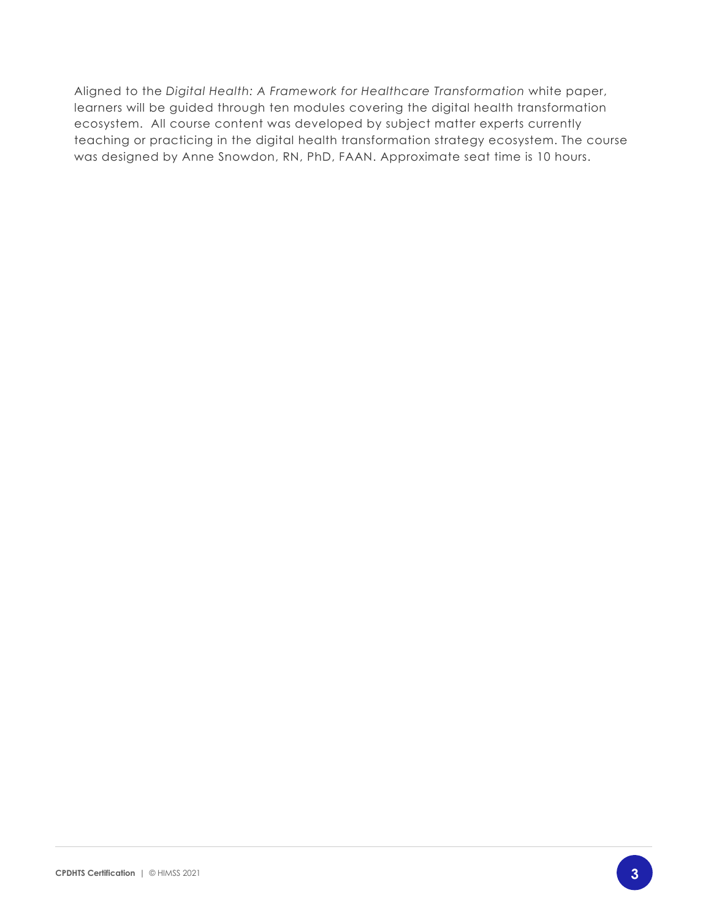Aligned to the *Digital Health: A Framework for Healthcare Transformation* white paper, learners will be guided through ten modules covering the digital health transformation ecosystem. All course content was developed by subject matter experts currently teaching or practicing in the digital health transformation strategy ecosystem. The course was designed by Anne Snowdon, RN, PhD, FAAN. Approximate seat time is 10 hours.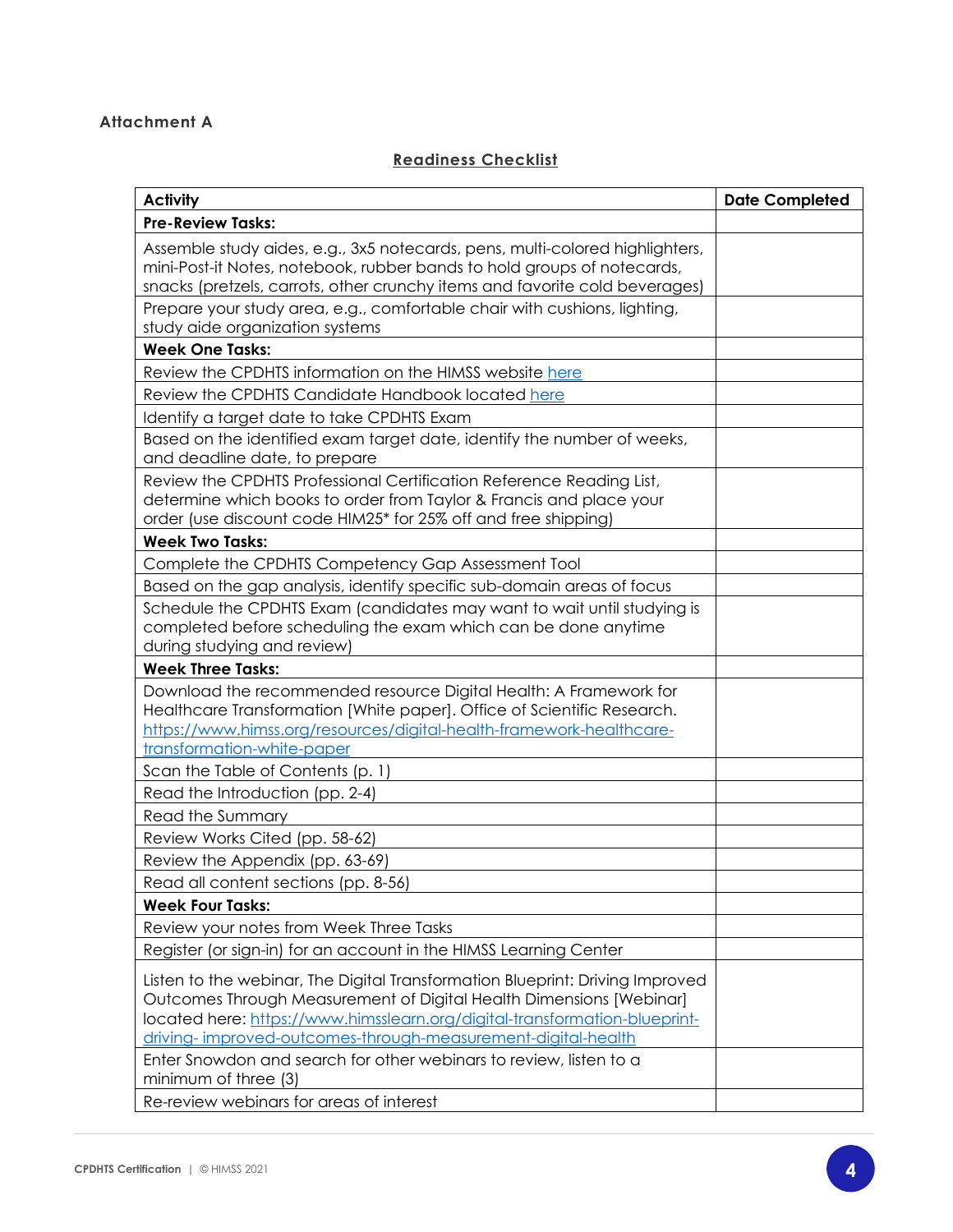**Attachment A**

## Readiness Checklist

| Activity | Date Completed |
|---|---|
| **Pre-Review Tasks:** | |
| Assemble study aides, e.g., 3x5 notecards, pens, multi-colored highlighters, mini-Post-it Notes, notebook, rubber bands to hold groups of notecards, snacks (pretzels, carrots, other crunchy items and favorite cold beverages) | |
| Prepare your study area, e.g., comfortable chair with cushions, lighting, study aide organization systems | |
| **Week One Tasks:** | |
| Review the CPDHTS information on the HIMSS website here | |
| Review the CPDHTS Candidate Handbook located here | |
| Identify a target date to take CPDHTS Exam | |
| Based on the identified exam target date, identify the number of weeks, and deadline date, to prepare | |
| Review the CPDHTS Professional Certification Reference Reading List, determine which books to order from Taylor & Francis and place your order (use discount code HIM25* for 25% off and free shipping) | |
| **Week Two Tasks:** | |
| Complete the CPDHTS Competency Gap Assessment Tool | |
| Based on the gap analysis, identify specific sub-domain areas of focus | |
| Schedule the CPDHTS Exam (candidates may want to wait until studying is completed before scheduling the exam which can be done anytime during studying and review) | |
| **Week Three Tasks:** | |
| Download the recommended resource Digital Health: A Framework for Healthcare Transformation [White paper]. Office of Scientific Research. https://www.himss.org/resources/digital-health-framework-healthcare-transformation-white-paper | |
| Scan the Table of Contents (p. 1) | |
| Read the Introduction (pp. 2-4) | |
| Read the Summary | |
| Review Works Cited (pp. 58-62) | |
| Review the Appendix (pp. 63-69) | |
| Read all content sections (pp. 8-56) | |
| **Week Four Tasks:** | |
| Review your notes from Week Three Tasks | |
| Register (or sign-in) for an account in the HIMSS Learning Center | |
| Listen to the webinar, The Digital Transformation Blueprint: Driving Improved Outcomes Through Measurement of Digital Health Dimensions [Webinar] located here: https://www.himsslearn.org/digital-transformation-blueprint-driving- improved-outcomes-through-measurement-digital-health | |
| Enter Snowdon and search for other webinars to review, listen to a minimum of three (3) | |
| Re-review webinars for areas of interest | |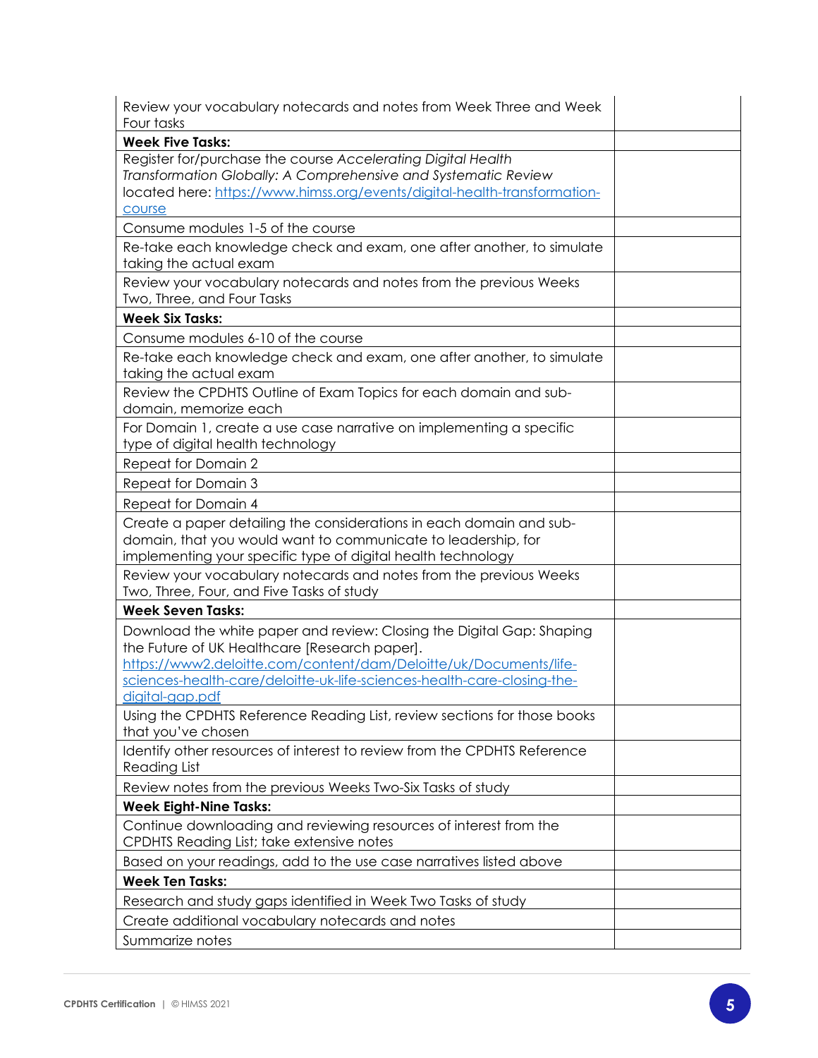| | |
|---|---|
| Review your vocabulary notecards and notes from Week Three and Week Four tasks | |
| **Week Five Tasks:** | |
| Register for/purchase the course *Accelerating Digital Health Transformation Globally: A Comprehensive and Systematic Review* located here: [https://www.himss.org/events/digital-health-transformation-course](https://www.himss.org/events/digital-health-transformation-course) | |
| Consume modules 1-5 of the course | |
| Re-take each knowledge check and exam, one after another, to simulate taking the actual exam | |
| Review your vocabulary notecards and notes from the previous Weeks Two, Three, and Four Tasks | |
| **Week Six Tasks:** | |
| Consume modules 6-10 of the course | |
| Re-take each knowledge check and exam, one after another, to simulate taking the actual exam | |
| Review the CPDHTS Outline of Exam Topics for each domain and sub-domain, memorize each | |
| For Domain 1, create a use case narrative on implementing a specific type of digital health technology | |
| Repeat for Domain 2 | |
| Repeat for Domain 3 | |
| Repeat for Domain 4 | |
| Create a paper detailing the considerations in each domain and sub-domain, that you would want to communicate to leadership, for implementing your specific type of digital health technology | |
| Review your vocabulary notecards and notes from the previous Weeks Two, Three, Four, and Five Tasks of study | |
| **Week Seven Tasks:** | |
| Download the white paper and review: Closing the Digital Gap: Shaping the Future of UK Healthcare [Research paper]. [https://www2.deloitte.com/content/dam/Deloitte/uk/Documents/life-sciences-health-care/deloitte-uk-life-sciences-health-care-closing-the-digital-gap.pdf](https://www2.deloitte.com/content/dam/Deloitte/uk/Documents/life-sciences-health-care/deloitte-uk-life-sciences-health-care-closing-the-digital-gap.pdf) | |
| Using the CPDHTS Reference Reading List, review sections for those books that you've chosen | |
| Identify other resources of interest to review from the CPDHTS Reference Reading List | |
| Review notes from the previous Weeks Two-Six Tasks of study | |
| **Week Eight-Nine Tasks:** | |
| Continue downloading and reviewing resources of interest from the CPDHTS Reading List; take extensive notes | |
| Based on your readings, add to the use case narratives listed above | |
| **Week Ten Tasks:** | |
| Research and study gaps identified in Week Two Tasks of study | |
| Create additional vocabulary notecards and notes | |
| Summarize notes | |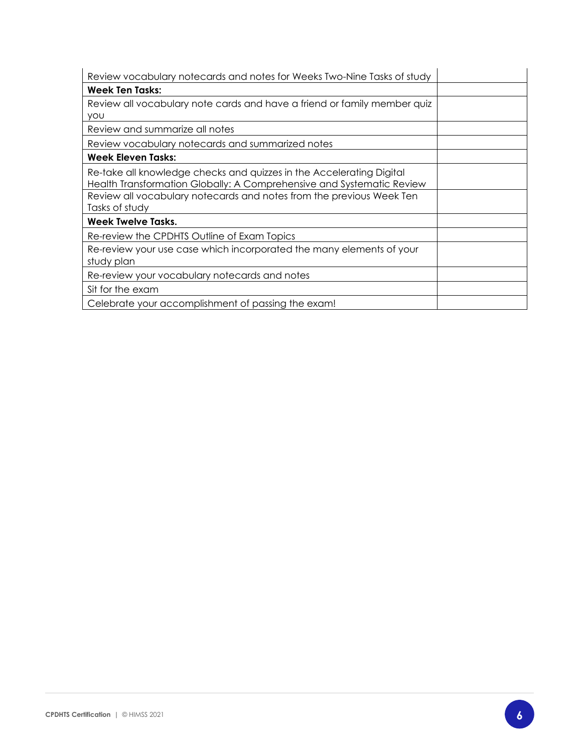| | |
|---|---|
| Review vocabulary notecards and notes for Weeks Two-Nine Tasks of study | |
| **Week Ten Tasks:** | |
| Review all vocabulary note cards and have a friend or family member quiz you | |
| Review and summarize all notes | |
| Review vocabulary notecards and summarized notes | |
| **Week Eleven Tasks:** | |
| Re-take all knowledge checks and quizzes in the Accelerating Digital Health Transformation Globally: A Comprehensive and Systematic Review | |
| Review all vocabulary notecards and notes from the previous Week Ten Tasks of study | |
| **Week Twelve Tasks.** | |
| Re-review the CPDHTS Outline of Exam Topics | |
| Re-review your use case which incorporated the many elements of your study plan | |
| Re-review your vocabulary notecards and notes | |
| Sit for the exam | |
| Celebrate your accomplishment of passing the exam! | |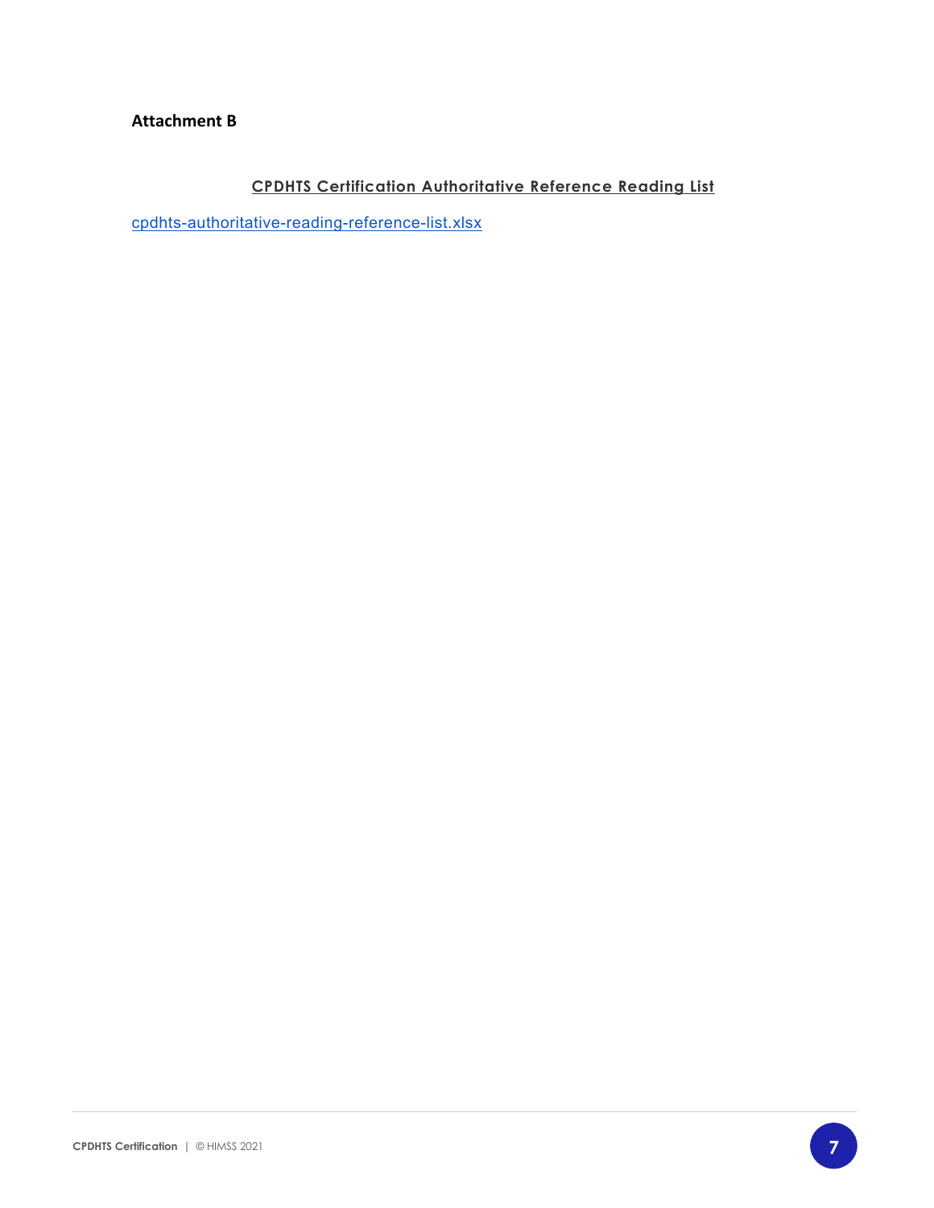**Attachment B**

## CPDHTS Certification Authoritative Reference Reading List

cpdhts-authoritative-reading-reference-list.xlsx